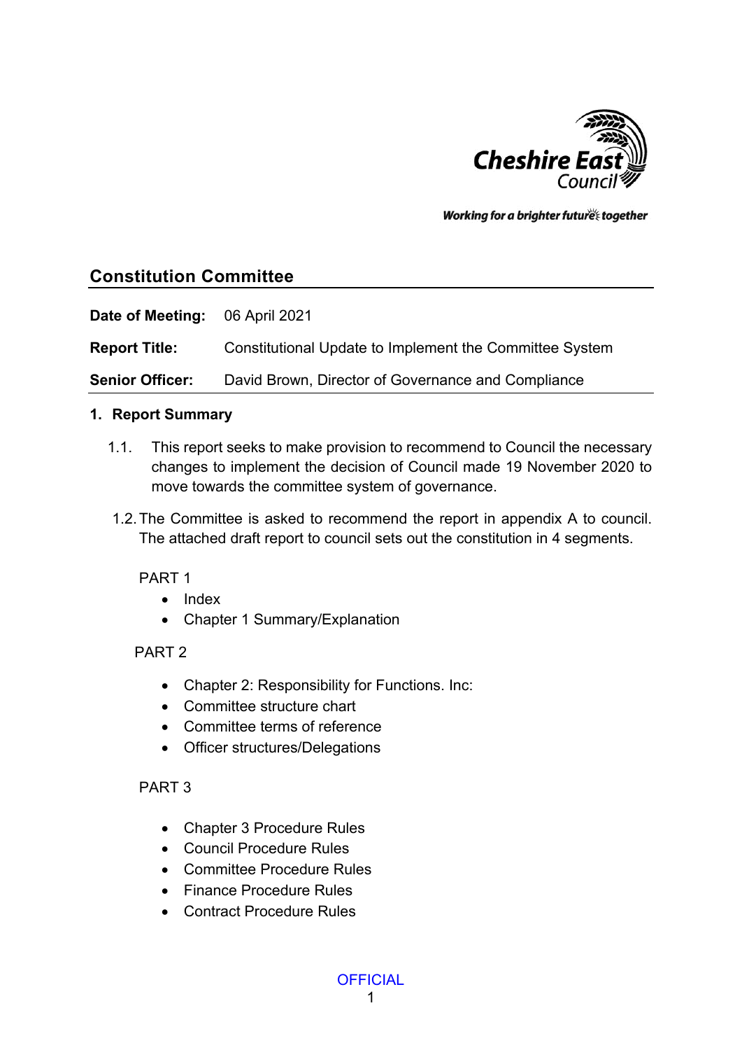Cheshire East Council

*Working for a brighter future together*

## Constitution Committee

**Date of Meeting:** 06 April 2021

**Report Title:** Constitutional Update to Implement the Committee System

**Senior Officer:** David Brown, Director of Governance and Compliance

### 1. Report Summary

1.1. This report seeks to make provision to recommend to Council the necessary changes to implement the decision of Council made 19 November 2020 to move towards the committee system of governance.

1.2. The Committee is asked to recommend the report in appendix A to council. The attached draft report to council sets out the constitution in 4 segments.

PART 1

- Index
- Chapter 1 Summary/Explanation

PART 2

- Chapter 2: Responsibility for Functions. Inc:
- Committee structure chart
- Committee terms of reference
- Officer structures/Delegations

PART 3

- Chapter 3 Procedure Rules
- Council Procedure Rules
- Committee Procedure Rules
- Finance Procedure Rules
- Contract Procedure Rules

OFFICIAL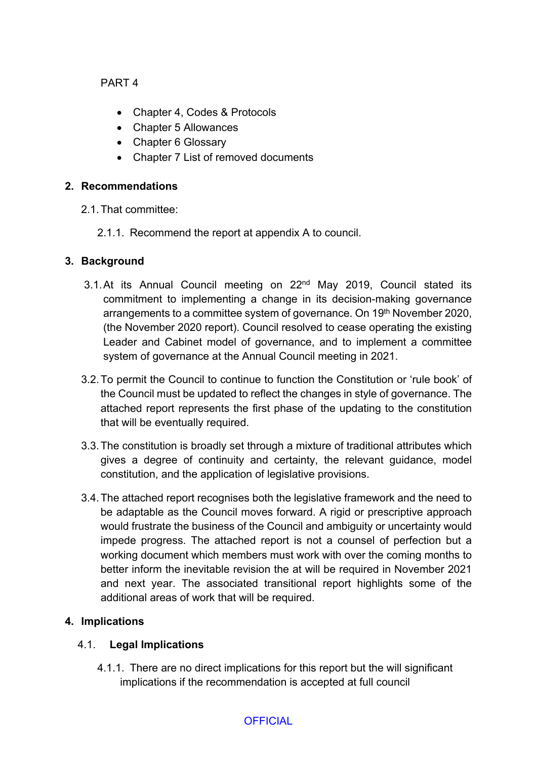PART 4

- Chapter 4, Codes & Protocols
- Chapter 5 Allowances
- Chapter 6 Glossary
- Chapter 7 List of removed documents

## 2. Recommendations

2.1. That committee:

2.1.1. Recommend the report at appendix A to council.

## 3. Background

3.1. At its Annual Council meeting on 22nd May 2019, Council stated its commitment to implementing a change in its decision-making governance arrangements to a committee system of governance. On 19th November 2020, (the November 2020 report). Council resolved to cease operating the existing Leader and Cabinet model of governance, and to implement a committee system of governance at the Annual Council meeting in 2021.

3.2. To permit the Council to continue to function the Constitution or 'rule book' of the Council must be updated to reflect the changes in style of governance. The attached report represents the first phase of the updating to the constitution that will be eventually required.

3.3. The constitution is broadly set through a mixture of traditional attributes which gives a degree of continuity and certainty, the relevant guidance, model constitution, and the application of legislative provisions.

3.4. The attached report recognises both the legislative framework and the need to be adaptable as the Council moves forward. A rigid or prescriptive approach would frustrate the business of the Council and ambiguity or uncertainty would impede progress. The attached report is not a counsel of perfection but a working document which members must work with over the coming months to better inform the inevitable revision the at will be required in November 2021 and next year. The associated transitional report highlights some of the additional areas of work that will be required.

## 4. Implications

### 4.1. Legal Implications

4.1.1. There are no direct implications for this report but the will significant implications if the recommendation is accepted at full council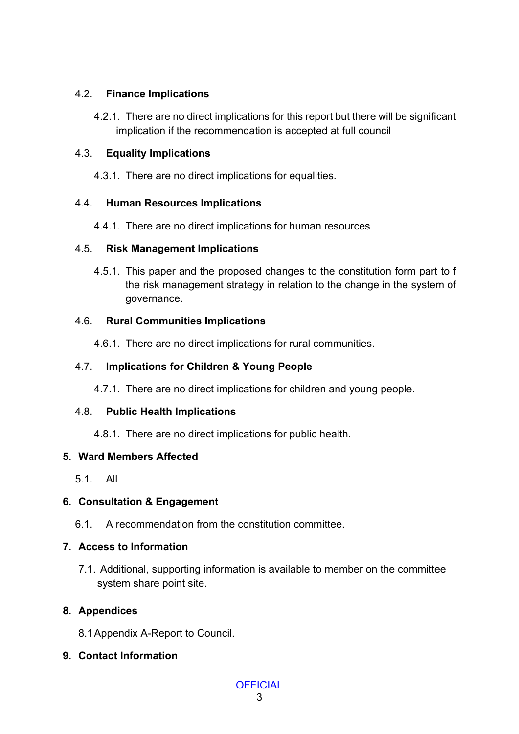### 4.2. Finance Implications

4.2.1. There are no direct implications for this report but there will be significant implication if the recommendation is accepted at full council

### 4.3. Equality Implications

4.3.1. There are no direct implications for equalities.

### 4.4. Human Resources Implications

4.4.1. There are no direct implications for human resources

### 4.5. Risk Management Implications

4.5.1. This paper and the proposed changes to the constitution form part to f the risk management strategy in relation to the change in the system of governance.

### 4.6. Rural Communities Implications

4.6.1. There are no direct implications for rural communities.

### 4.7. Implications for Children & Young People

4.7.1. There are no direct implications for children and young people.

### 4.8. Public Health Implications

4.8.1. There are no direct implications for public health.

## 5. Ward Members Affected

5.1. All

## 6. Consultation & Engagement

6.1. A recommendation from the constitution committee.

## 7. Access to Information

7.1. Additional, supporting information is available to member on the committee system share point site.

## 8. Appendices

8.1 Appendix A-Report to Council.

## 9. Contact Information

OFFICIAL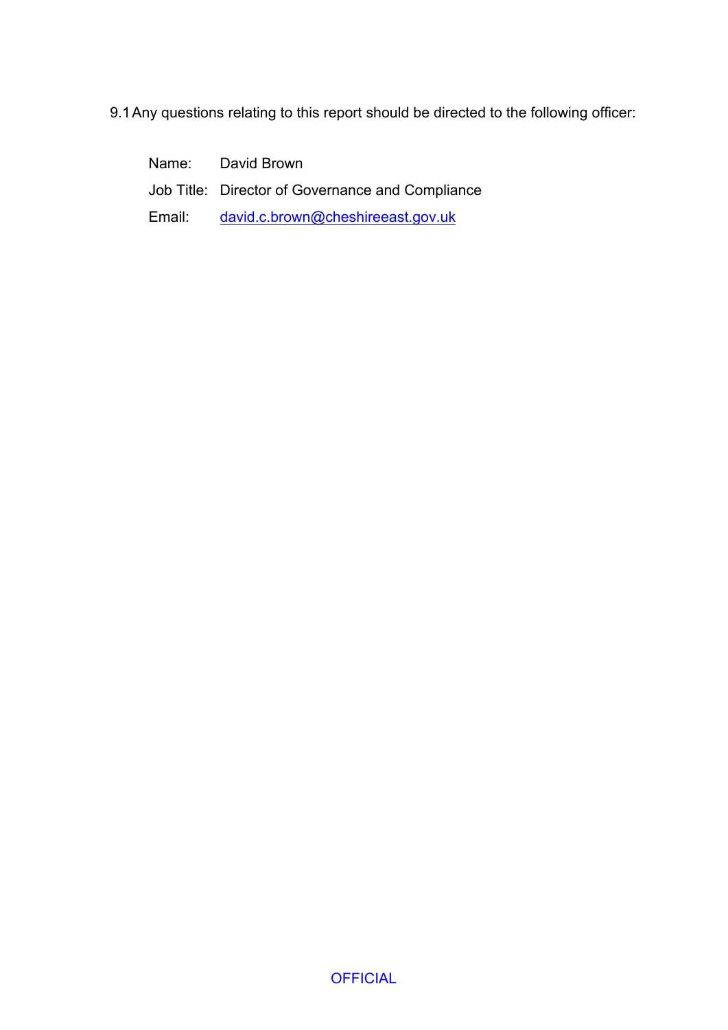9.1 Any questions relating to this report should be directed to the following officer:

Name: David Brown

Job Title: Director of Governance and Compliance

Email: [david.c.brown@cheshireeast.gov.uk](mailto:david.c.brown@cheshireeast.gov.uk)